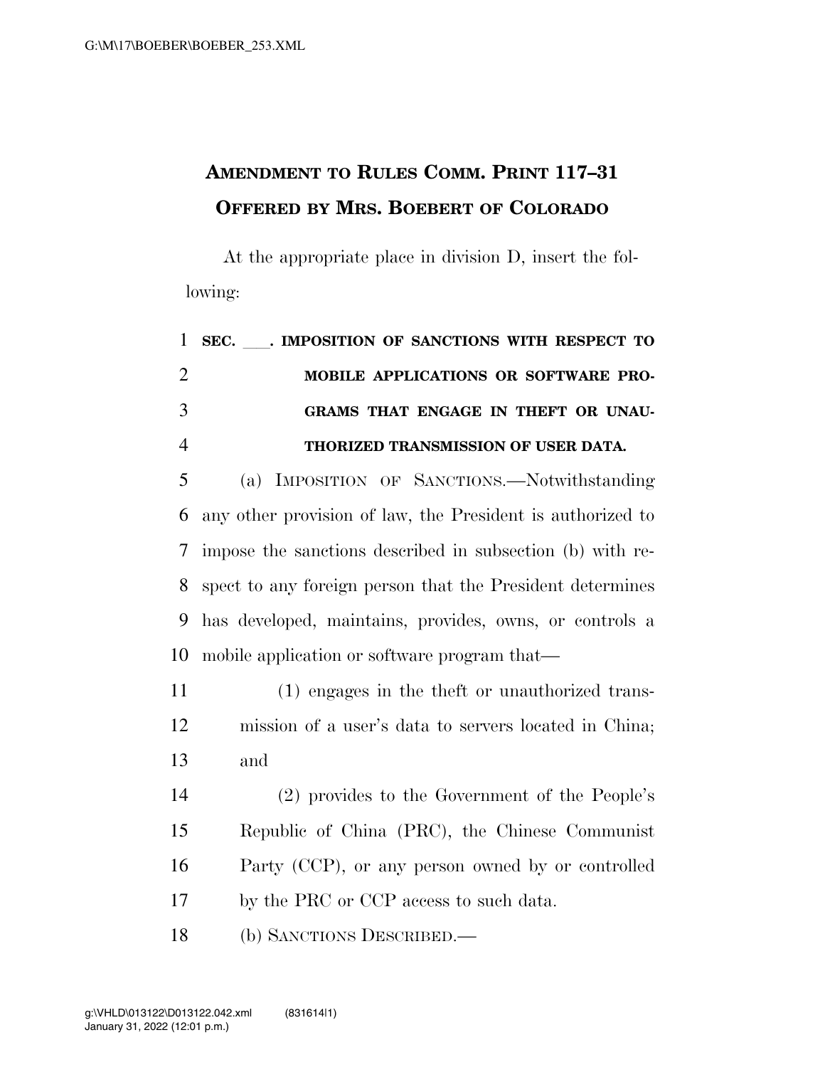# Amendment to Rules Comm. Print 117–31 Offered by Mrs. Boebert of Colorado

At the appropriate place in division D, insert the following:

**SEC. \_\_\_. IMPOSITION OF SANCTIONS WITH RESPECT TO MOBILE APPLICATIONS OR SOFTWARE PROGRAMS THAT ENGAGE IN THEFT OR UNAUTHORIZED TRANSMISSION OF USER DATA.**

(a) IMPOSITION OF SANCTIONS.—Notwithstanding any other provision of law, the President is authorized to impose the sanctions described in subsection (b) with respect to any foreign person that the President determines has developed, maintains, provides, owns, or controls a mobile application or software program that—

(1) engages in the theft or unauthorized transmission of a user's data to servers located in China; and

(2) provides to the Government of the People's Republic of China (PRC), the Chinese Communist Party (CCP), or any person owned by or controlled by the PRC or CCP access to such data.

(b) SANCTIONS DESCRIBED.—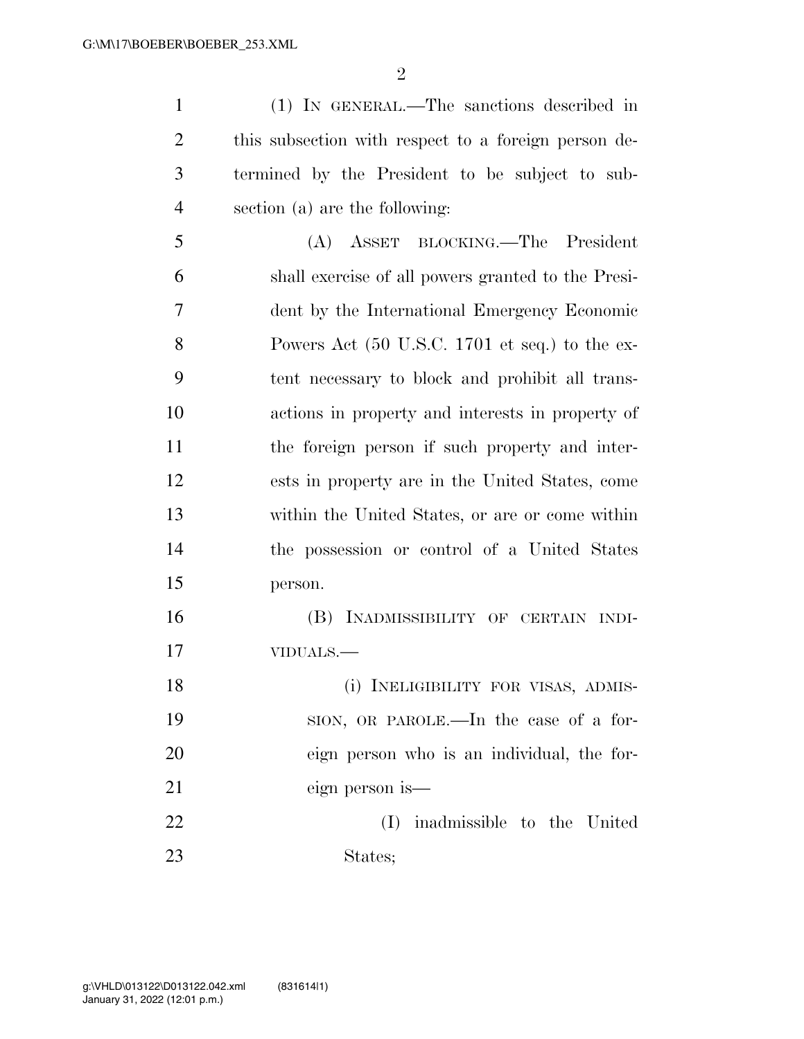(1) IN GENERAL.—The sanctions described in this subsection with respect to a foreign person determined by the President to be subject to subsection (a) are the following:

(A) ASSET BLOCKING.—The President shall exercise of all powers granted to the President by the International Emergency Economic Powers Act (50 U.S.C. 1701 et seq.) to the extent necessary to block and prohibit all transactions in property and interests in property of the foreign person if such property and interests in property are in the United States, come within the United States, or are or come within the possession or control of a United States person.

(B) INADMISSIBILITY OF CERTAIN INDIVIDUALS.—

(i) INELIGIBILITY FOR VISAS, ADMISSION, OR PAROLE.—In the case of a foreign person who is an individual, the foreign person is—

(I) inadmissible to the United States;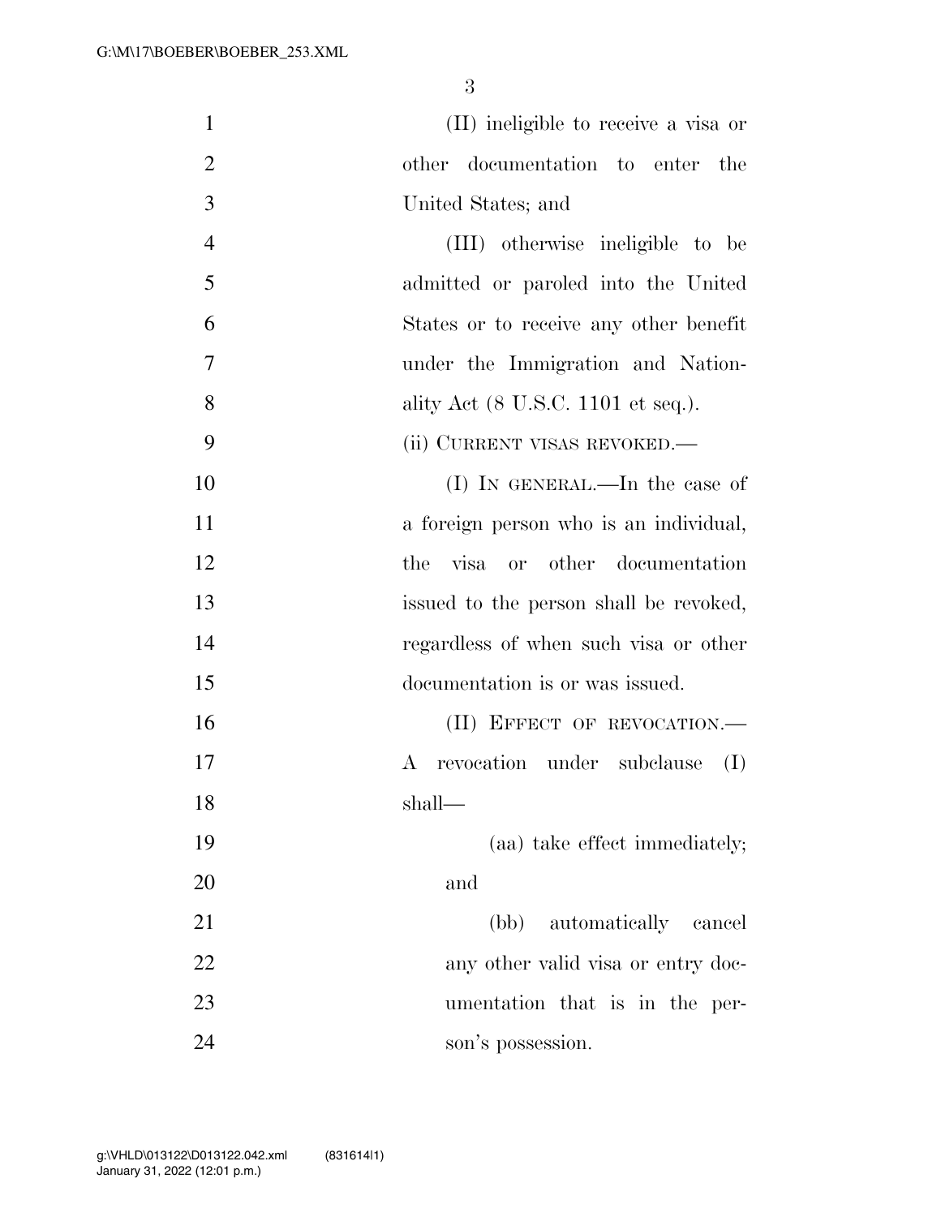(II) ineligible to receive a visa or other documentation to enter the United States; and

(III) otherwise ineligible to be admitted or paroled into the United States or to receive any other benefit under the Immigration and Nationality Act (8 U.S.C. 1101 et seq.).

(ii) CURRENT VISAS REVOKED.—

(I) IN GENERAL.—In the case of a foreign person who is an individual, the visa or other documentation issued to the person shall be revoked, regardless of when such visa or other documentation is or was issued.

(II) EFFECT OF REVOCATION.—A revocation under subclause (I) shall—

(aa) take effect immediately; and

(bb) automatically cancel any other valid visa or entry documentation that is in the person's possession.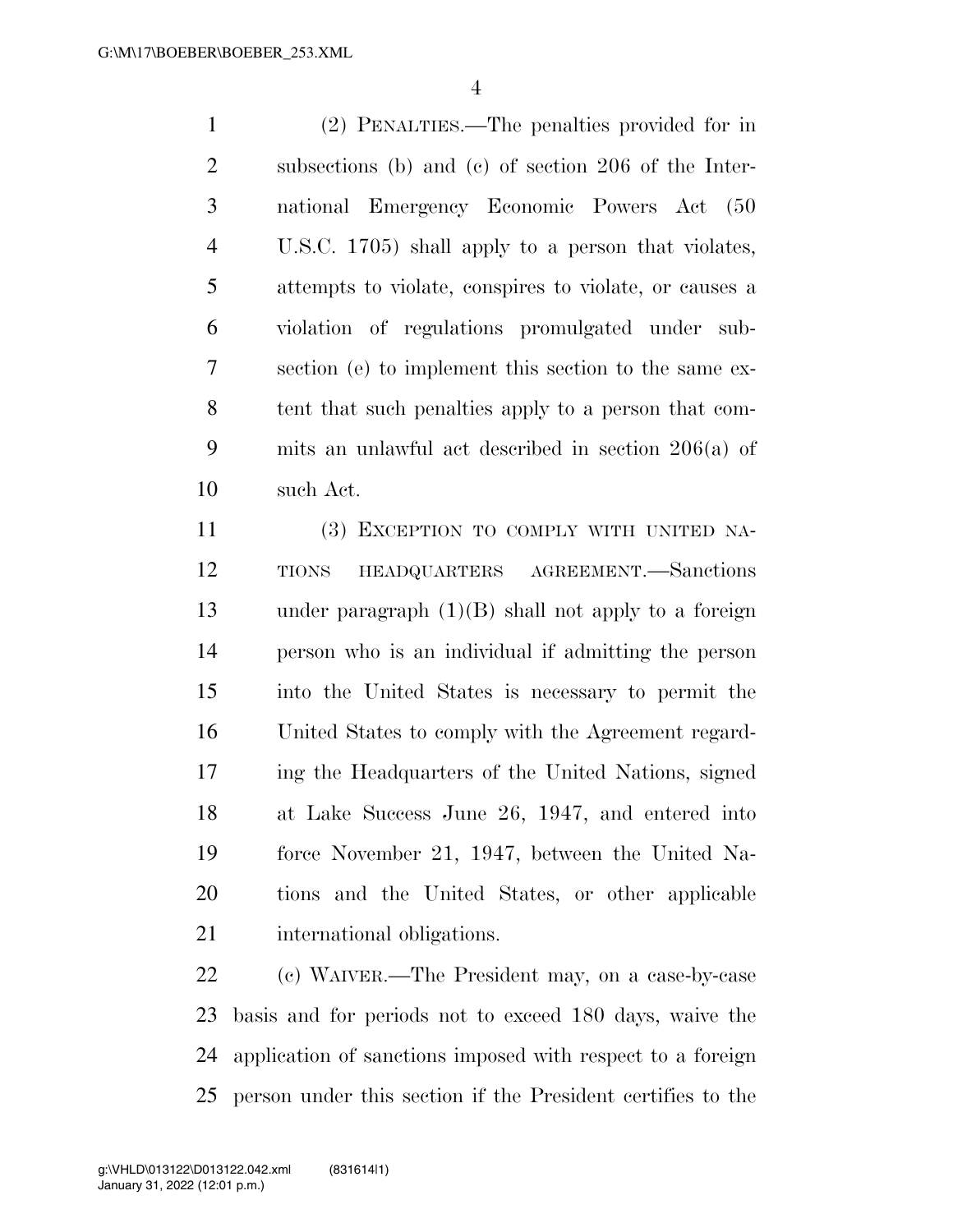(2) PENALTIES.—The penalties provided for in subsections (b) and (c) of section 206 of the International Emergency Economic Powers Act (50 U.S.C. 1705) shall apply to a person that violates, attempts to violate, conspires to violate, or causes a violation of regulations promulgated under subsection (e) to implement this section to the same extent that such penalties apply to a person that commits an unlawful act described in section 206(a) of such Act.

(3) EXCEPTION TO COMPLY WITH UNITED NATIONS HEADQUARTERS AGREEMENT.—Sanctions under paragraph (1)(B) shall not apply to a foreign person who is an individual if admitting the person into the United States is necessary to permit the United States to comply with the Agreement regarding the Headquarters of the United Nations, signed at Lake Success June 26, 1947, and entered into force November 21, 1947, between the United Nations and the United States, or other applicable international obligations.

(c) WAIVER.—The President may, on a case-by-case basis and for periods not to exceed 180 days, waive the application of sanctions imposed with respect to a foreign person under this section if the President certifies to the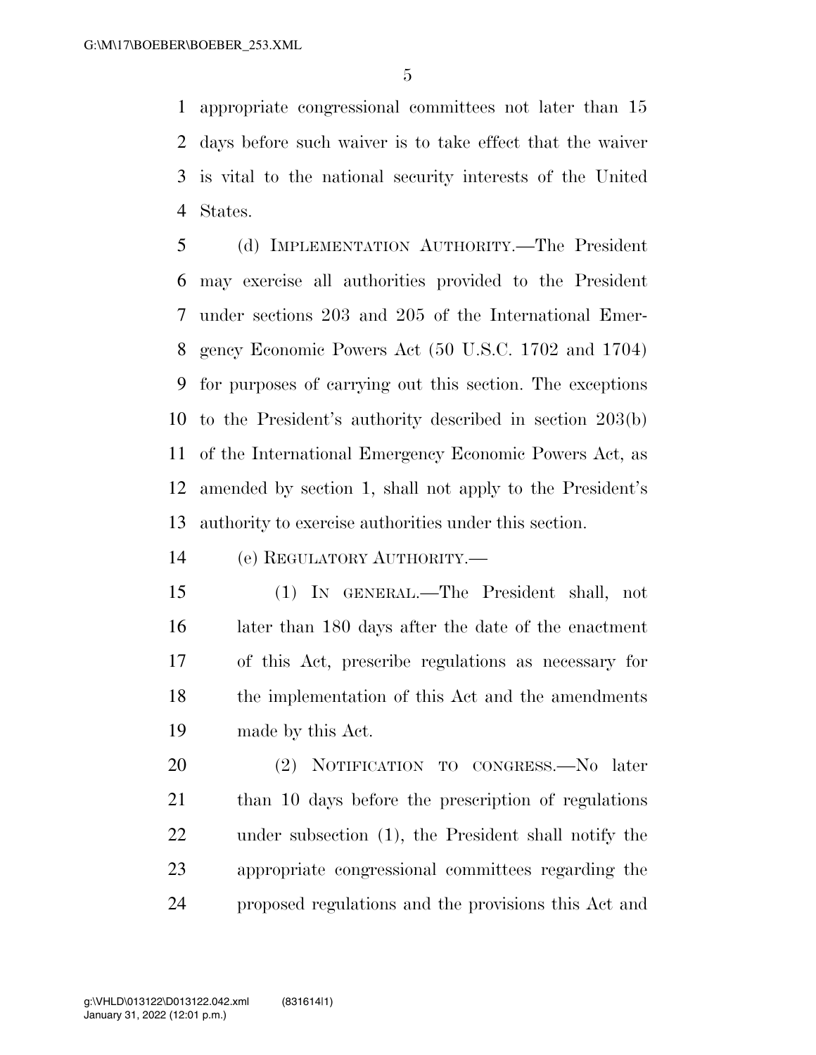appropriate congressional committees not later than 15 days before such waiver is to take effect that the waiver is vital to the national security interests of the United States.

(d) IMPLEMENTATION AUTHORITY.—The President may exercise all authorities provided to the President under sections 203 and 205 of the International Emergency Economic Powers Act (50 U.S.C. 1702 and 1704) for purposes of carrying out this section. The exceptions to the President's authority described in section 203(b) of the International Emergency Economic Powers Act, as amended by section 1, shall not apply to the President's authority to exercise authorities under this section.

(e) REGULATORY AUTHORITY.—

(1) IN GENERAL.—The President shall, not later than 180 days after the date of the enactment of this Act, prescribe regulations as necessary for the implementation of this Act and the amendments made by this Act.

(2) NOTIFICATION TO CONGRESS.—No later than 10 days before the prescription of regulations under subsection (1), the President shall notify the appropriate congressional committees regarding the proposed regulations and the provisions this Act and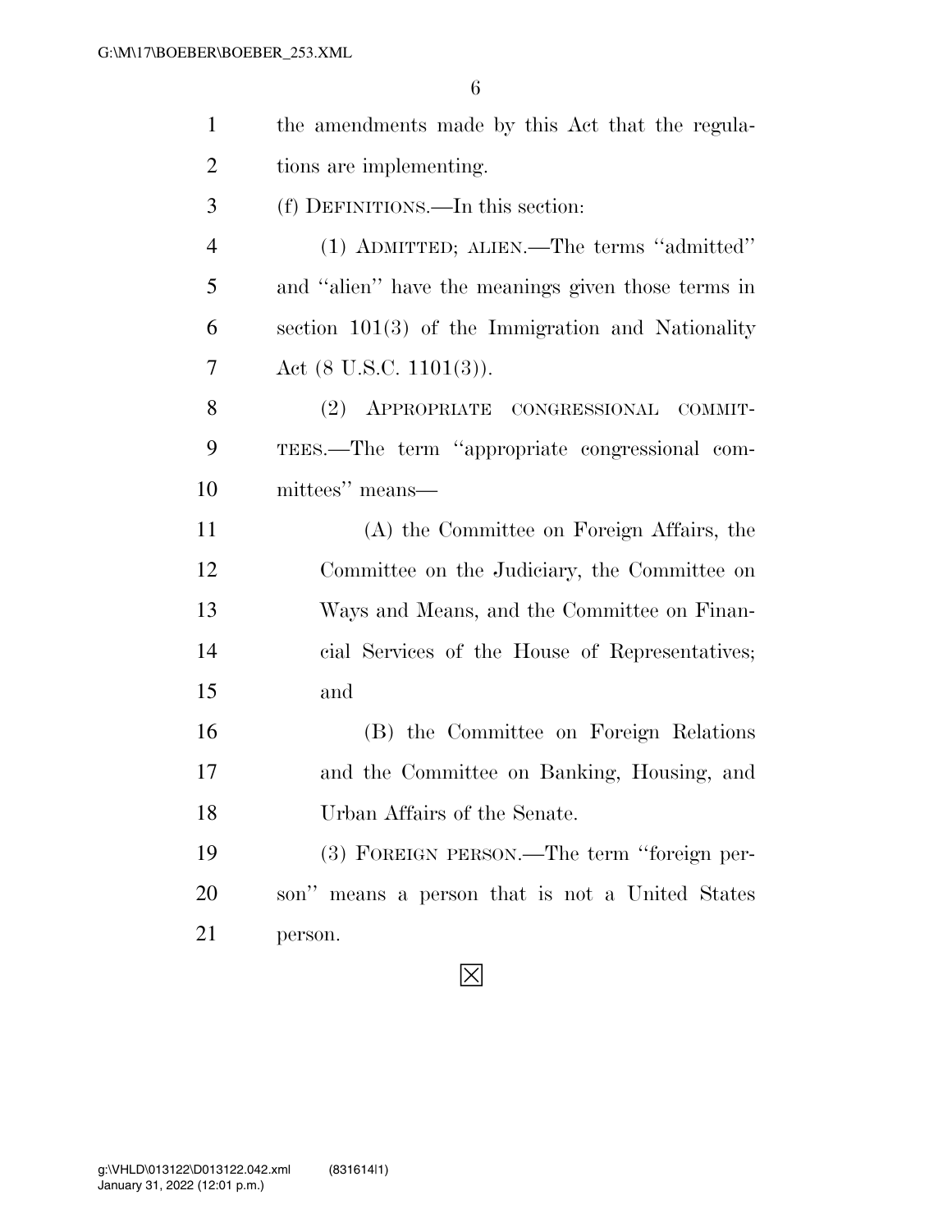the amendments made by this Act that the regulations are implementing.

(f) DEFINITIONS.—In this section:

(1) ADMITTED; ALIEN.—The terms ''admitted'' and ''alien'' have the meanings given those terms in section 101(3) of the Immigration and Nationality Act (8 U.S.C. 1101(3)).

(2) APPROPRIATE CONGRESSIONAL COMMITTEES.—The term ''appropriate congressional committees'' means—

(A) the Committee on Foreign Affairs, the Committee on the Judiciary, the Committee on Ways and Means, and the Committee on Financial Services of the House of Representatives; and

(B) the Committee on Foreign Relations and the Committee on Banking, Housing, and Urban Affairs of the Senate.

(3) FOREIGN PERSON.—The term ''foreign person'' means a person that is not a United States person.